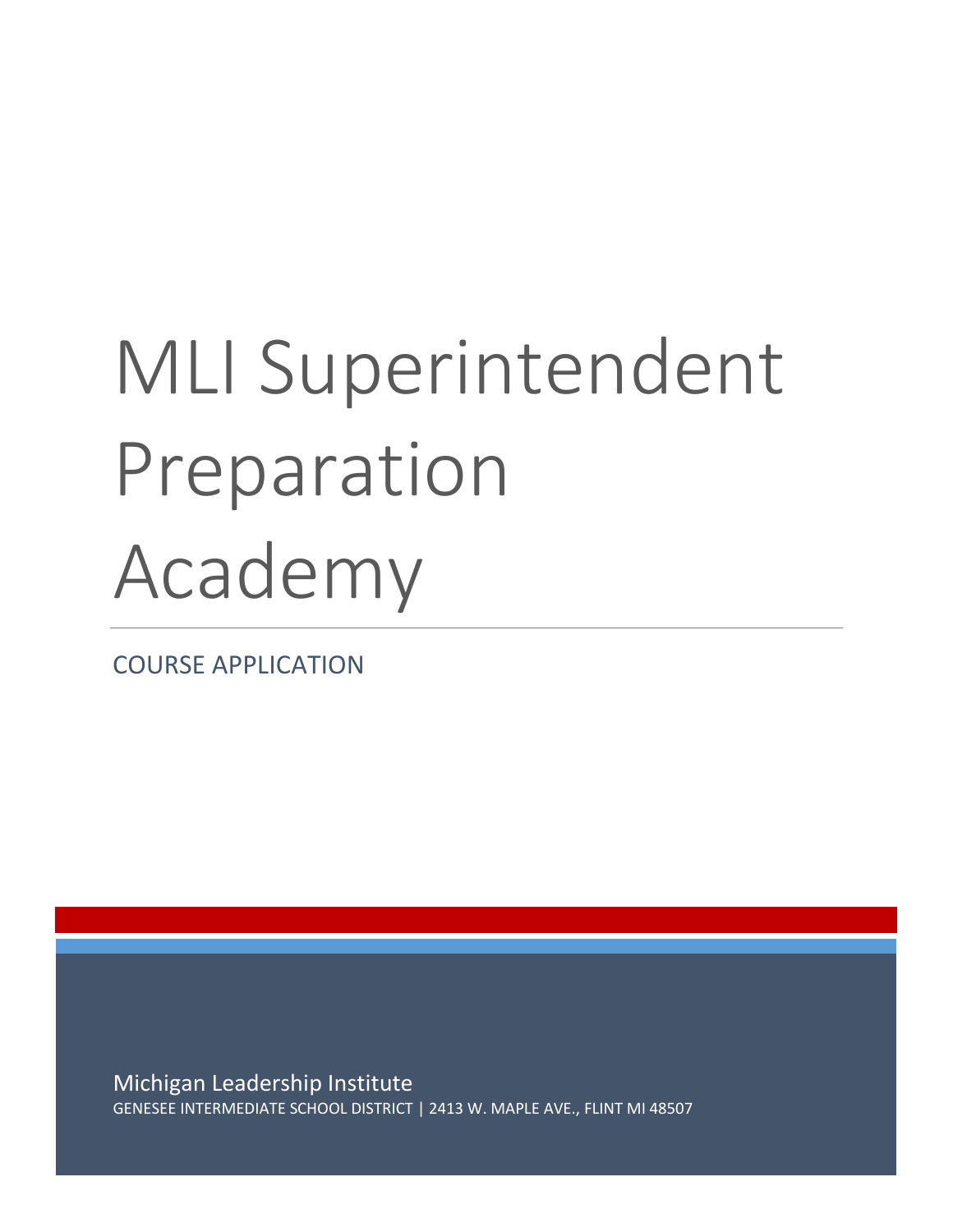# MLI Superintendent Preparation Academy

COURSE APPLICATION

Michigan Leadership Institute

GENESEE INTERMEDIATE SCHOOL DISTRICT | 2413 W. MAPLE AVE., FLINT MI 48507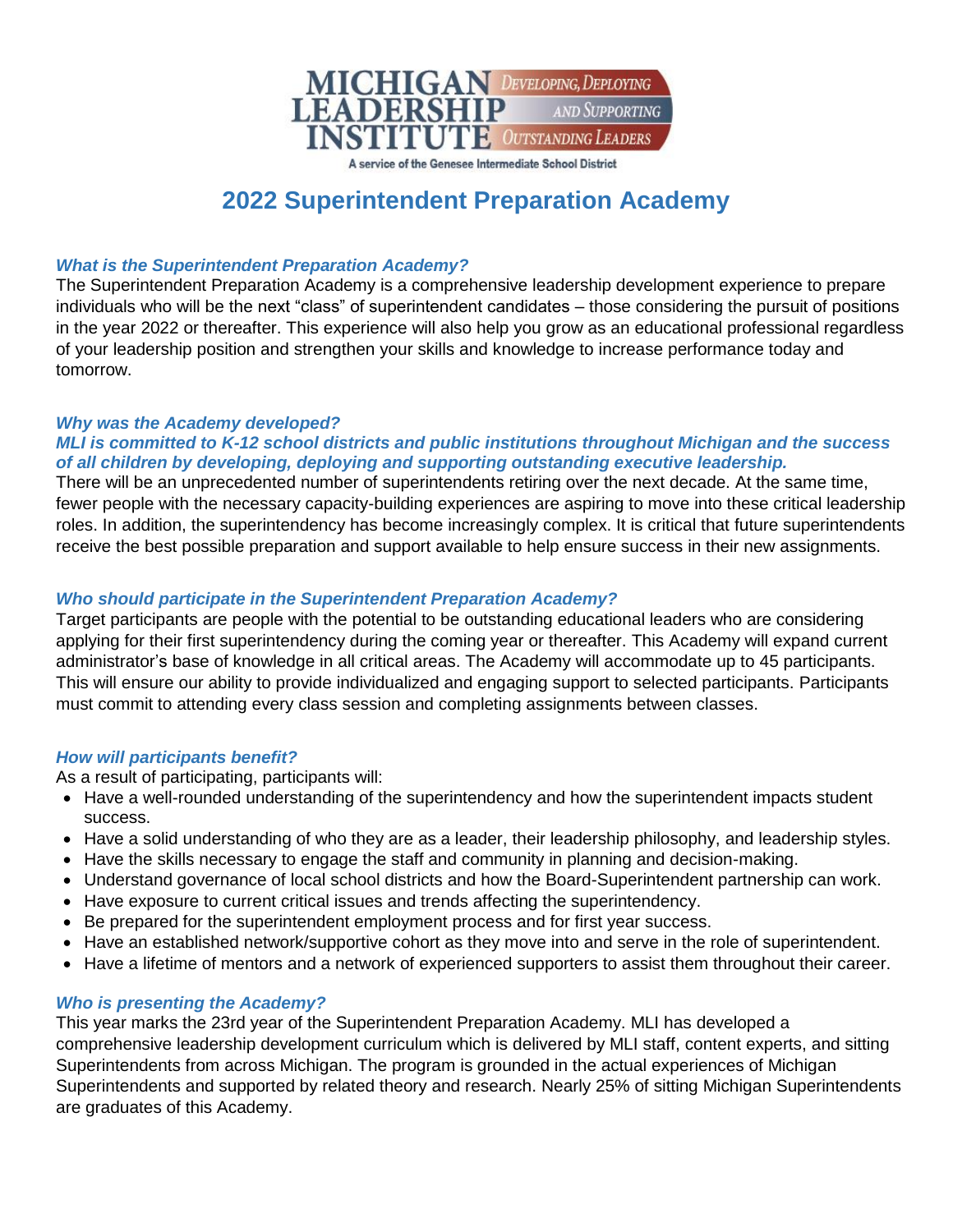MICHIGAN LEADERSHIP INSTITUTE — *Developing, Deploying and Supporting Outstanding Leaders*

A service of the Genesee Intermediate School District

# 2022 Superintendent Preparation Academy

### *What is the Superintendent Preparation Academy?*

The Superintendent Preparation Academy is a comprehensive leadership development experience to prepare individuals who will be the next "class" of superintendent candidates – those considering the pursuit of positions in the year 2022 or thereafter. This experience will also help you grow as an educational professional regardless of your leadership position and strengthen your skills and knowledge to increase performance today and tomorrow.

### *Why was the Academy developed?*

***MLI is committed to K-12 school districts and public institutions throughout Michigan and the success of all children by developing, deploying and supporting outstanding executive leadership.***

There will be an unprecedented number of superintendents retiring over the next decade. At the same time, fewer people with the necessary capacity-building experiences are aspiring to move into these critical leadership roles. In addition, the superintendency has become increasingly complex. It is critical that future superintendents receive the best possible preparation and support available to help ensure success in their new assignments.

### *Who should participate in the Superintendent Preparation Academy?*

Target participants are people with the potential to be outstanding educational leaders who are considering applying for their first superintendency during the coming year or thereafter. This Academy will expand current administrator's base of knowledge in all critical areas. The Academy will accommodate up to 45 participants. This will ensure our ability to provide individualized and engaging support to selected participants. Participants must commit to attending every class session and completing assignments between classes.

### *How will participants benefit?*

As a result of participating, participants will:

- Have a well-rounded understanding of the superintendency and how the superintendent impacts student success.
- Have a solid understanding of who they are as a leader, their leadership philosophy, and leadership styles.
- Have the skills necessary to engage the staff and community in planning and decision-making.
- Understand governance of local school districts and how the Board-Superintendent partnership can work.
- Have exposure to current critical issues and trends affecting the superintendency.
- Be prepared for the superintendent employment process and for first year success.
- Have an established network/supportive cohort as they move into and serve in the role of superintendent.
- Have a lifetime of mentors and a network of experienced supporters to assist them throughout their career.

### *Who is presenting the Academy?*

This year marks the 23rd year of the Superintendent Preparation Academy. MLI has developed a comprehensive leadership development curriculum which is delivered by MLI staff, content experts, and sitting Superintendents from across Michigan. The program is grounded in the actual experiences of Michigan Superintendents and supported by related theory and research. Nearly 25% of sitting Michigan Superintendents are graduates of this Academy.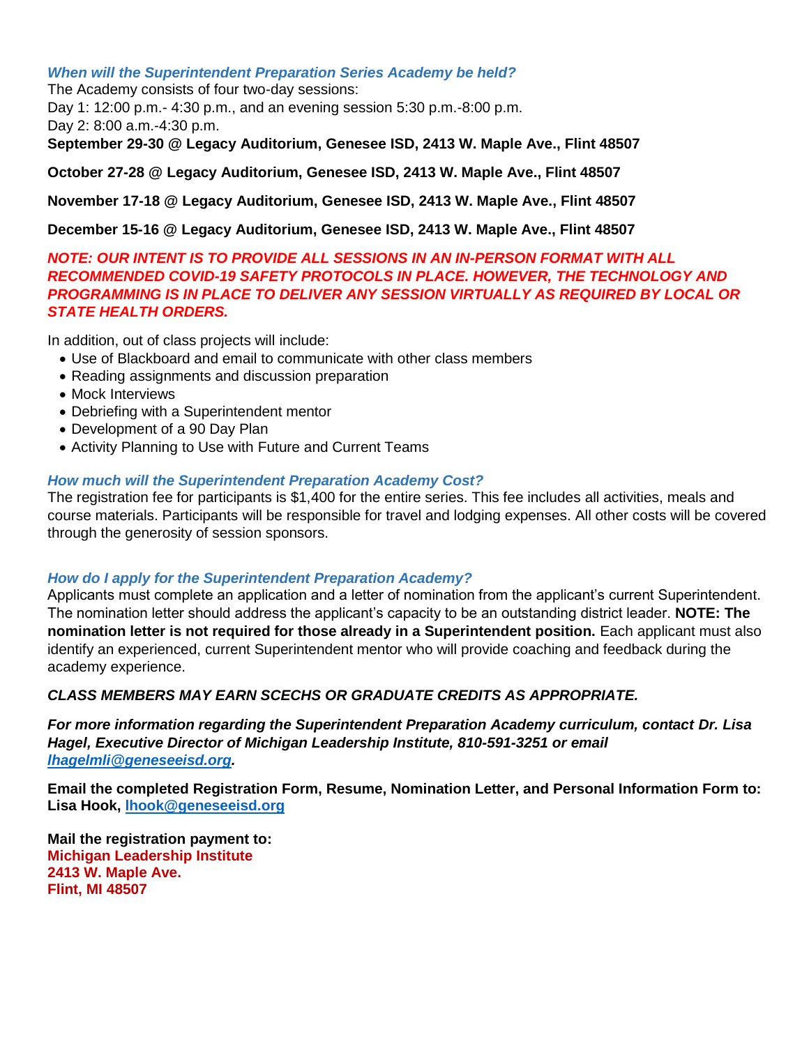### *When will the Superintendent Preparation Series Academy be held?*

The Academy consists of four two-day sessions:
Day 1: 12:00 p.m.- 4:30 p.m., and an evening session 5:30 p.m.-8:00 p.m.
Day 2: 8:00 a.m.-4:30 p.m.

**September 29-30 @ Legacy Auditorium, Genesee ISD, 2413 W. Maple Ave., Flint 48507**

**October 27-28 @ Legacy Auditorium, Genesee ISD, 2413 W. Maple Ave., Flint 48507**

**November 17-18 @ Legacy Auditorium, Genesee ISD, 2413 W. Maple Ave., Flint 48507**

**December 15-16 @ Legacy Auditorium, Genesee ISD, 2413 W. Maple Ave., Flint 48507**

***NOTE: OUR INTENT IS TO PROVIDE ALL SESSIONS IN AN IN-PERSON FORMAT WITH ALL RECOMMENDED COVID-19 SAFETY PROTOCOLS IN PLACE. HOWEVER, THE TECHNOLOGY AND PROGRAMMING IS IN PLACE TO DELIVER ANY SESSION VIRTUALLY AS REQUIRED BY LOCAL OR STATE HEALTH ORDERS.***

In addition, out of class projects will include:

- Use of Blackboard and email to communicate with other class members
- Reading assignments and discussion preparation
- Mock Interviews
- Debriefing with a Superintendent mentor
- Development of a 90 Day Plan
- Activity Planning to Use with Future and Current Teams

### *How much will the Superintendent Preparation Academy Cost?*

The registration fee for participants is $1,400 for the entire series. This fee includes all activities, meals and course materials. Participants will be responsible for travel and lodging expenses. All other costs will be covered through the generosity of session sponsors.

### *How do I apply for the Superintendent Preparation Academy?*

Applicants must complete an application and a letter of nomination from the applicant's current Superintendent. The nomination letter should address the applicant's capacity to be an outstanding district leader. **NOTE: The nomination letter is not required for those already in a Superintendent position.** Each applicant must also identify an experienced, current Superintendent mentor who will provide coaching and feedback during the academy experience.

***CLASS MEMBERS MAY EARN SCECHS OR GRADUATE CREDITS AS APPROPRIATE.***

***For more information regarding the Superintendent Preparation Academy curriculum, contact Dr. Lisa Hagel, Executive Director of Michigan Leadership Institute, 810-591-3251 or email lhagelmli@geneseeisd.org.***

**Email the completed Registration Form, Resume, Nomination Letter, and Personal Information Form to: Lisa Hook, lhook@geneseeisd.org**

**Mail the registration payment to:**
**Michigan Leadership Institute**
**2413 W. Maple Ave.**
**Flint, MI 48507**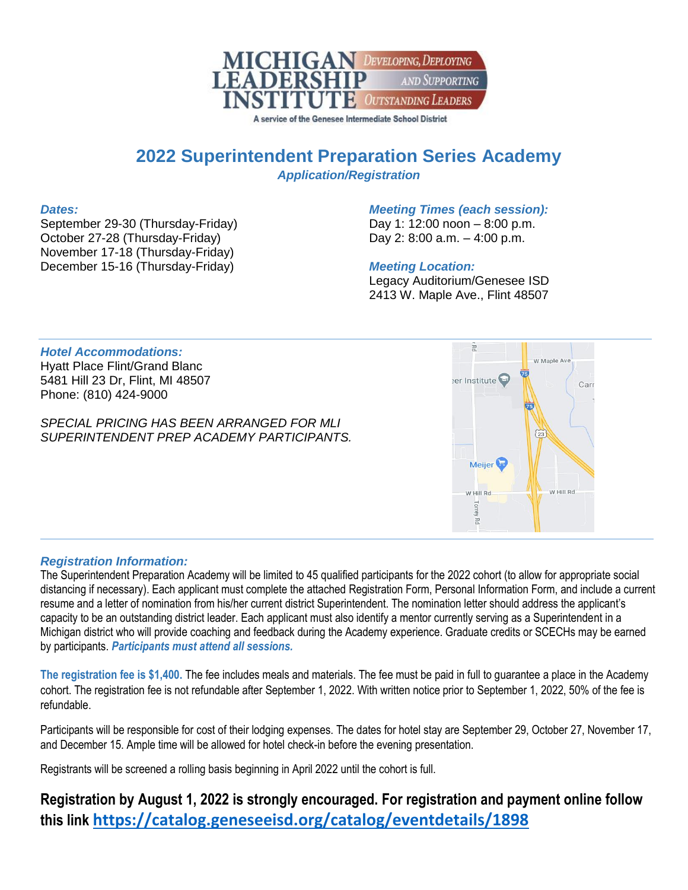**MICHIGAN LEADERSHIP INSTITUTE** — Developing, Deploying and Supporting Outstanding Leaders

A service of the Genesee Intermediate School District

# 2022 Superintendent Preparation Series Academy

***Application/Registration***

***Dates:***

September 29-30 (Thursday-Friday)
October 27-28 (Thursday-Friday)
November 17-18 (Thursday-Friday)
December 15-16 (Thursday-Friday)

***Meeting Times (each session):***

Day 1: 12:00 noon – 8:00 p.m.
Day 2: 8:00 a.m. – 4:00 p.m.

***Meeting Location:***

Legacy Auditorium/Genesee ISD
2413 W. Maple Ave., Flint 48507

---

***Hotel Accommodations:***

Hyatt Place Flint/Grand Blanc
5481 Hill 23 Dr, Flint, MI 48507
Phone: (810) 424-9000

*SPECIAL PRICING HAS BEEN ARRANGED FOR MLI SUPERINTENDENT PREP ACADEMY PARTICIPANTS.*

---

***Registration Information:***

The Superintendent Preparation Academy will be limited to 45 qualified participants for the 2022 cohort (to allow for appropriate social distancing if necessary). Each applicant must complete the attached Registration Form, Personal Information Form, and include a current resume and a letter of nomination from his/her current district Superintendent. The nomination letter should address the applicant's capacity to be an outstanding district leader. Each applicant must also identify a mentor currently serving as a Superintendent in a Michigan district who will provide coaching and feedback during the Academy experience. Graduate credits or SCECHs may be earned by participants. ***Participants must attend all sessions.***

**The registration fee is $1,400.** The fee includes meals and materials. The fee must be paid in full to guarantee a place in the Academy cohort. The registration fee is not refundable after September 1, 2022. With written notice prior to September 1, 2022, 50% of the fee is refundable.

Participants will be responsible for cost of their lodging expenses. The dates for hotel stay are September 29, October 27, November 17, and December 15. Ample time will be allowed for hotel check-in before the evening presentation.

Registrants will be screened a rolling basis beginning in April 2022 until the cohort is full.

**Registration by August 1, 2022 is strongly encouraged. For registration and payment online follow this link [https://catalog.geneseeisd.org/catalog/eventdetails/1898](https://catalog.geneseeisd.org/catalog/eventdetails/1898)**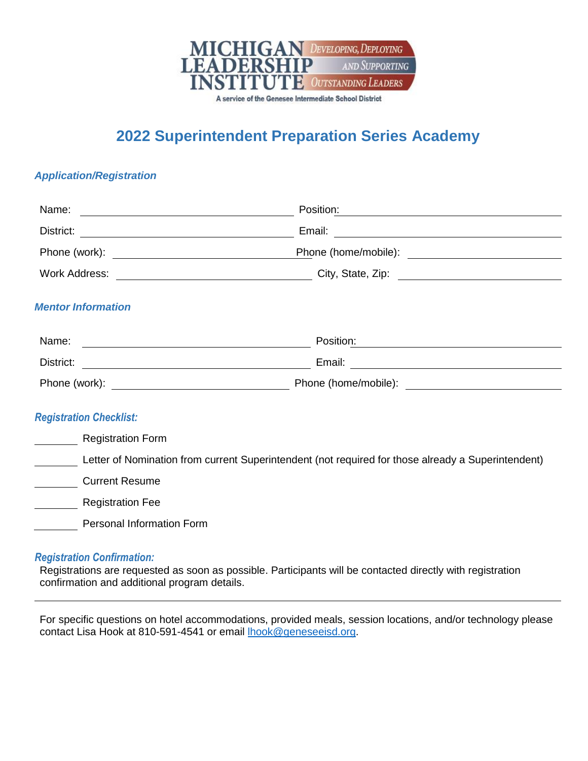MICHIGAN LEADERSHIP INSTITUTE — DEVELOPING, DEPLOYING AND SUPPORTING OUTSTANDING LEADERS

A service of the Genesee Intermediate School District

# 2022 Superintendent Preparation Series Academy

### *Application/Registration*

Name: ______________________________ Position: ______________________________

District: ______________________________ Email: ______________________________

Phone (work): ______________________________ Phone (home/mobile): ______________________________

Work Address: ______________________________ City, State, Zip: ______________________________

### *Mentor Information*

Name: ______________________________ Position: ______________________________

District: ______________________________ Email: ______________________________

Phone (work): ______________________________ Phone (home/mobile): ______________________________

### *Registration Checklist:*

________ Registration Form

________ Letter of Nomination from current Superintendent (not required for those already a Superintendent)

________ Current Resume

________ Registration Fee

________ Personal Information Form

### *Registration Confirmation:*

Registrations are requested as soon as possible. Participants will be contacted directly with registration confirmation and additional program details.

---

For specific questions on hotel accommodations, provided meals, session locations, and/or technology please contact Lisa Hook at 810-591-4541 or email lhook@geneseeisd.org.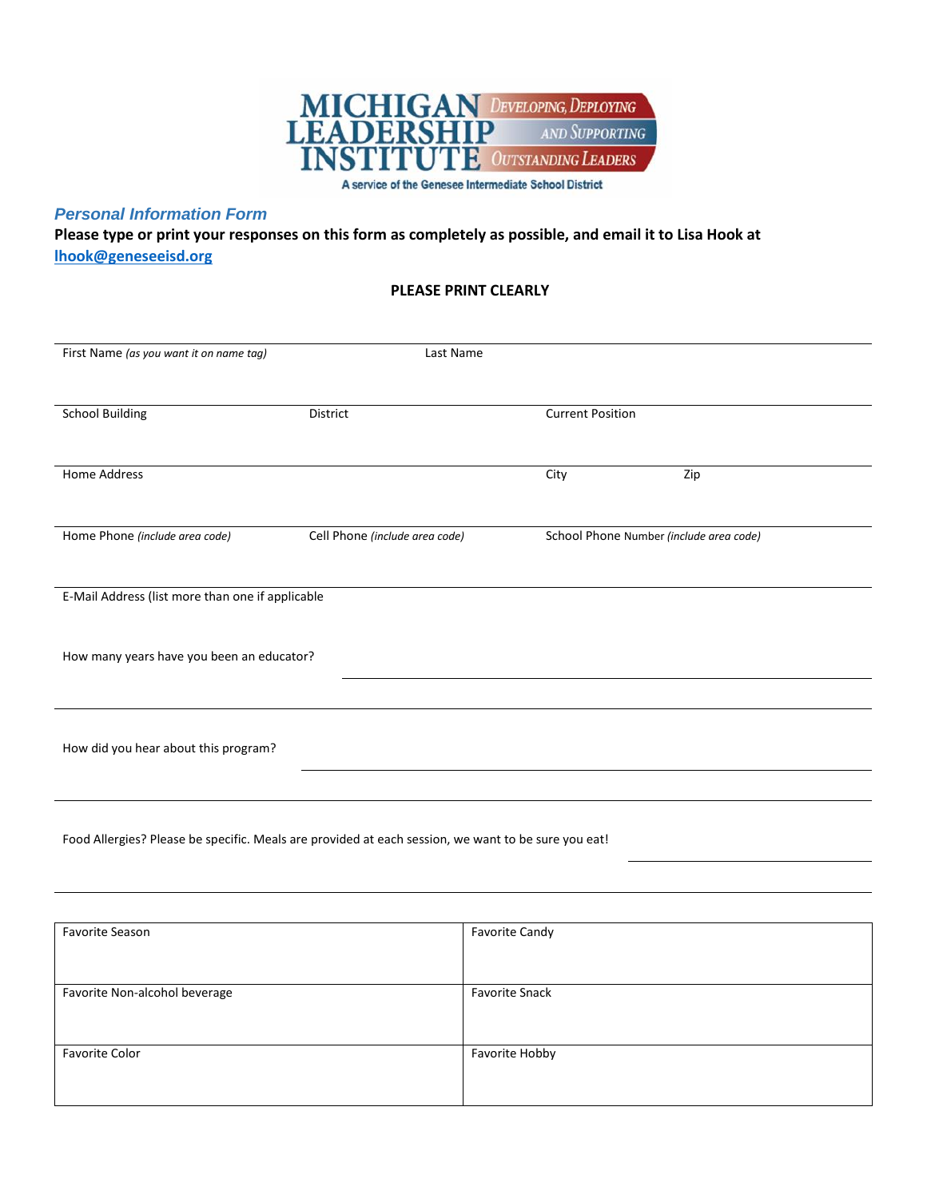MICHIGAN LEADERSHIP INSTITUTE — Developing, Deploying and Supporting Outstanding Leaders

A service of the Genesee Intermediate School District

## *Personal Information Form*

**Please type or print your responses on this form as completely as possible, and email it to Lisa Hook at lhook@geneseeisd.org**

**PLEASE PRINT CLEARLY**

First Name *(as you want it on name tag)* Last Name

School Building District Current Position

Home Address City Zip

Home Phone *(include area code)* Cell Phone *(include area code)* School Phone Number *(include area code)*

E-Mail Address (list more than one if applicable

How many years have you been an educator?

How did you hear about this program?

Food Allergies? Please be specific. Meals are provided at each session, we want to be sure you eat!

| | |
|---|---|
| Favorite Season | Favorite Candy |
| Favorite Non-alcohol beverage | Favorite Snack |
| Favorite Color | Favorite Hobby |